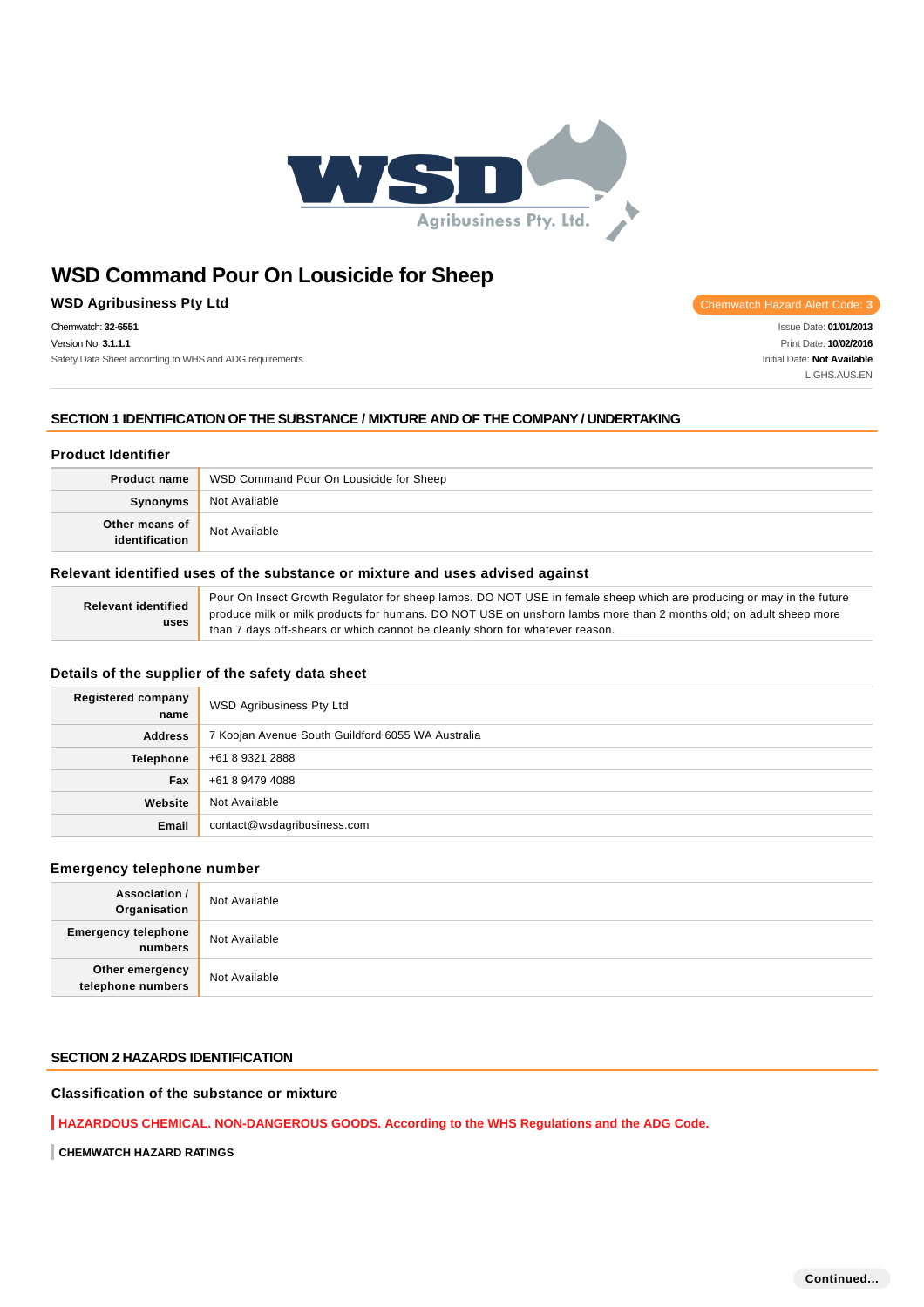# WSD Command Pour On Lousicide for Sheep

**WSD Agribusiness Pty Ltd**

Chemwatch Hazard Alert Code: **3**

Chemwatch: **32-6551**
Version No: **3.1.1.1**
Safety Data Sheet according to WHS and ADG requirements

Issue Date: **01/01/2013**
Print Date: **10/02/2016**
Initial Date: **Not Available**
L.GHS.AUS.EN

## SECTION 1 IDENTIFICATION OF THE SUBSTANCE / MIXTURE AND OF THE COMPANY / UNDERTAKING

### Product Identifier

| | |
|---|---|
| **Product name** | WSD Command Pour On Lousicide for Sheep |
| **Synonyms** | Not Available |
| **Other means of identification** | Not Available |

### Relevant identified uses of the substance or mixture and uses advised against

| | |
|---|---|
| **Relevant identified uses** | Pour On Insect Growth Regulator for sheep lambs. DO NOT USE in female sheep which are producing or may in the future produce milk or milk products for humans. DO NOT USE on unshorn lambs more than 2 months old; on adult sheep more than 7 days off-shears or which cannot be cleanly shorn for whatever reason. |

### Details of the supplier of the safety data sheet

| | |
|---|---|
| **Registered company name** | WSD Agribusiness Pty Ltd |
| **Address** | 7 Koojan Avenue South Guildford 6055 WA Australia |
| **Telephone** | +61 8 9321 2888 |
| **Fax** | +61 8 9479 4088 |
| **Website** | Not Available |
| **Email** | contact@wsdagribusiness.com |

### Emergency telephone number

| | |
|---|---|
| **Association / Organisation** | Not Available |
| **Emergency telephone numbers** | Not Available |
| **Other emergency telephone numbers** | Not Available |

## SECTION 2 HAZARDS IDENTIFICATION

### Classification of the substance or mixture

**HAZARDOUS CHEMICAL. NON-DANGEROUS GOODS. According to the WHS Regulations and the ADG Code.**

**CHEMWATCH HAZARD RATINGS**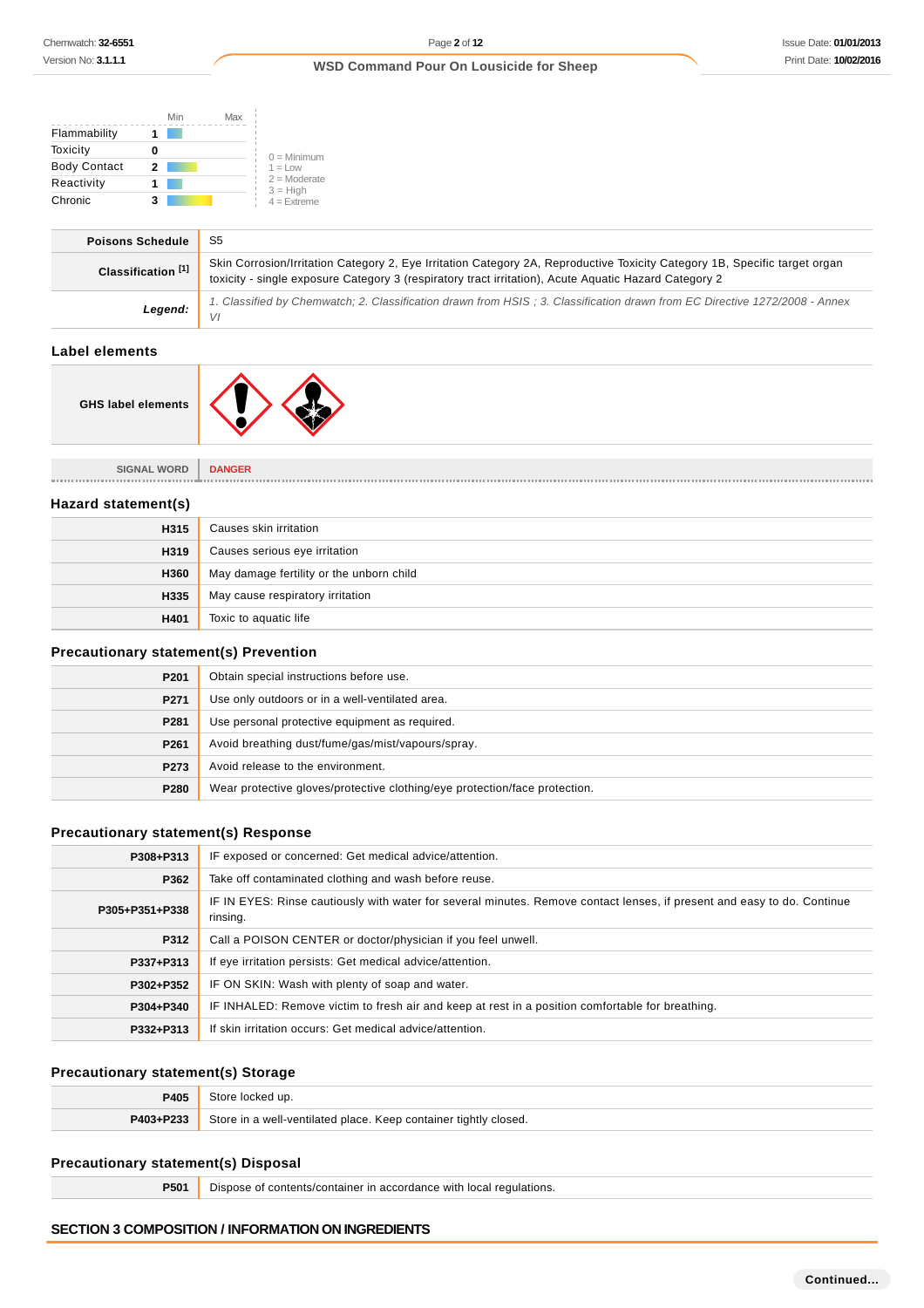| | | Min | Max |
|---|---|---|---|
| Flammability | 1 | | |
| Toxicity | 0 | | |
| Body Contact | 2 | | |
| Reactivity | 1 | | |
| Chronic | 3 | | |

0 = Minimum
1 = Low
2 = Moderate
3 = High
4 = Extreme

| | |
|---|---|
| **Poisons Schedule** | S5 |
| **Classification [1]** | Skin Corrosion/Irritation Category 2, Eye Irritation Category 2A, Reproductive Toxicity Category 1B, Specific target organ toxicity - single exposure Category 3 (respiratory tract irritation), Acute Aquatic Hazard Category 2 |
| ***Legend:*** | *1. Classified by Chemwatch; 2. Classification drawn from HSIS ; 3. Classification drawn from EC Directive 1272/2008 - Annex VI* |

## Label elements

| | |
|---|---|
| **GHS label elements** | |

| | |
|---|---|
| SIGNAL WORD | DANGER |

## Hazard statement(s)

| | |
|---|---|
| **H315** | Causes skin irritation |
| **H319** | Causes serious eye irritation |
| **H360** | May damage fertility or the unborn child |
| **H335** | May cause respiratory irritation |
| **H401** | Toxic to aquatic life |

## Precautionary statement(s) Prevention

| | |
|---|---|
| **P201** | Obtain special instructions before use. |
| **P271** | Use only outdoors or in a well-ventilated area. |
| **P281** | Use personal protective equipment as required. |
| **P261** | Avoid breathing dust/fume/gas/mist/vapours/spray. |
| **P273** | Avoid release to the environment. |
| **P280** | Wear protective gloves/protective clothing/eye protection/face protection. |

## Precautionary statement(s) Response

| | |
|---|---|
| **P308+P313** | IF exposed or concerned: Get medical advice/attention. |
| **P362** | Take off contaminated clothing and wash before reuse. |
| **P305+P351+P338** | IF IN EYES: Rinse cautiously with water for several minutes. Remove contact lenses, if present and easy to do. Continue rinsing. |
| **P312** | Call a POISON CENTER or doctor/physician if you feel unwell. |
| **P337+P313** | If eye irritation persists: Get medical advice/attention. |
| **P302+P352** | IF ON SKIN: Wash with plenty of soap and water. |
| **P304+P340** | IF INHALED: Remove victim to fresh air and keep at rest in a position comfortable for breathing. |
| **P332+P313** | If skin irritation occurs: Get medical advice/attention. |

## Precautionary statement(s) Storage

| | |
|---|---|
| **P405** | Store locked up. |
| **P403+P233** | Store in a well-ventilated place. Keep container tightly closed. |

## Precautionary statement(s) Disposal

| | |
|---|---|
| **P501** | Dispose of contents/container in accordance with local regulations. |

# SECTION 3 COMPOSITION / INFORMATION ON INGREDIENTS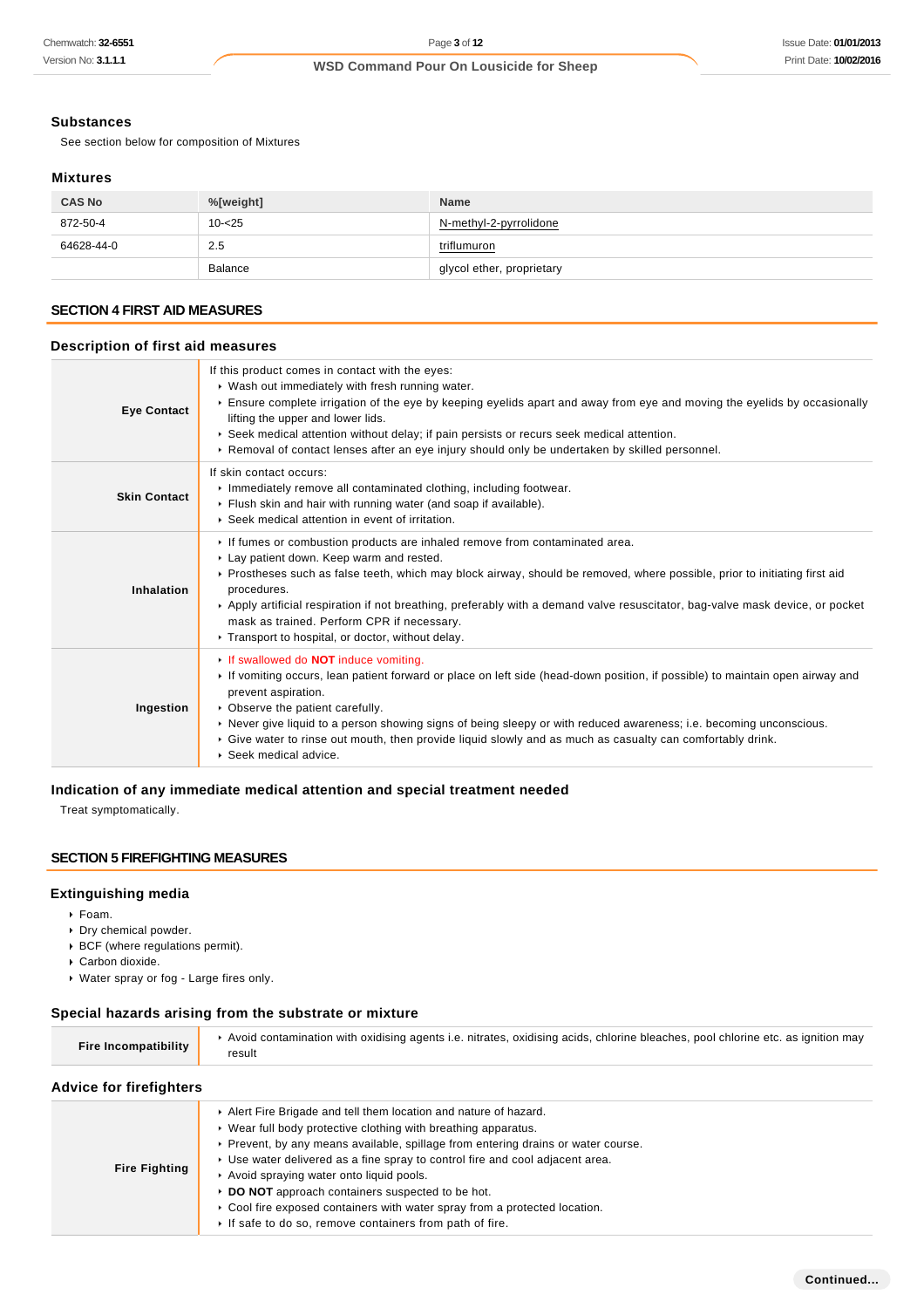### Substances

See section below for composition of Mixtures

### Mixtures

| CAS No | %[weight] | Name |
|---|---|---|
| 872-50-4 | 10-<25 | N-methyl-2-pyrrolidone |
| 64628-44-0 | 2.5 | triflumuron |
| | Balance | glycol ether, proprietary |

## SECTION 4 FIRST AID MEASURES

### Description of first aid measures

| | |
|---|---|
| **Eye Contact** | If this product comes in contact with the eyes:<br>▸ Wash out immediately with fresh running water.<br>▸ Ensure complete irrigation of the eye by keeping eyelids apart and away from eye and moving the eyelids by occasionally lifting the upper and lower lids.<br>▸ Seek medical attention without delay; if pain persists or recurs seek medical attention.<br>▸ Removal of contact lenses after an eye injury should only be undertaken by skilled personnel. |
| **Skin Contact** | If skin contact occurs:<br>▸ Immediately remove all contaminated clothing, including footwear.<br>▸ Flush skin and hair with running water (and soap if available).<br>▸ Seek medical attention in event of irritation. |
| **Inhalation** | ▸ If fumes or combustion products are inhaled remove from contaminated area.<br>▸ Lay patient down. Keep warm and rested.<br>▸ Prostheses such as false teeth, which may block airway, should be removed, where possible, prior to initiating first aid procedures.<br>▸ Apply artificial respiration if not breathing, preferably with a demand valve resuscitator, bag-valve mask device, or pocket mask as trained. Perform CPR if necessary.<br>▸ Transport to hospital, or doctor, without delay. |
| **Ingestion** | ▸ If swallowed do **NOT** induce vomiting.<br>▸ If vomiting occurs, lean patient forward or place on left side (head-down position, if possible) to maintain open airway and prevent aspiration.<br>▸ Observe the patient carefully.<br>▸ Never give liquid to a person showing signs of being sleepy or with reduced awareness; i.e. becoming unconscious.<br>▸ Give water to rinse out mouth, then provide liquid slowly and as much as casualty can comfortably drink.<br>▸ Seek medical advice. |

### Indication of any immediate medical attention and special treatment needed

Treat symptomatically.

## SECTION 5 FIREFIGHTING MEASURES

### Extinguishing media

- Foam.
- Dry chemical powder.
- BCF (where regulations permit).
- Carbon dioxide.
- Water spray or fog - Large fires only.

### Special hazards arising from the substrate or mixture

| | |
|---|---|
| **Fire Incompatibility** | ▸ Avoid contamination with oxidising agents i.e. nitrates, oxidising acids, chlorine bleaches, pool chlorine etc. as ignition may result |

### Advice for firefighters

| | |
|---|---|
| **Fire Fighting** | ▸ Alert Fire Brigade and tell them location and nature of hazard.<br>▸ Wear full body protective clothing with breathing apparatus.<br>▸ Prevent, by any means available, spillage from entering drains or water course.<br>▸ Use water delivered as a fine spray to control fire and cool adjacent area.<br>▸ Avoid spraying water onto liquid pools.<br>▸ **DO NOT** approach containers suspected to be hot.<br>▸ Cool fire exposed containers with water spray from a protected location.<br>▸ If safe to do so, remove containers from path of fire. |

Continued...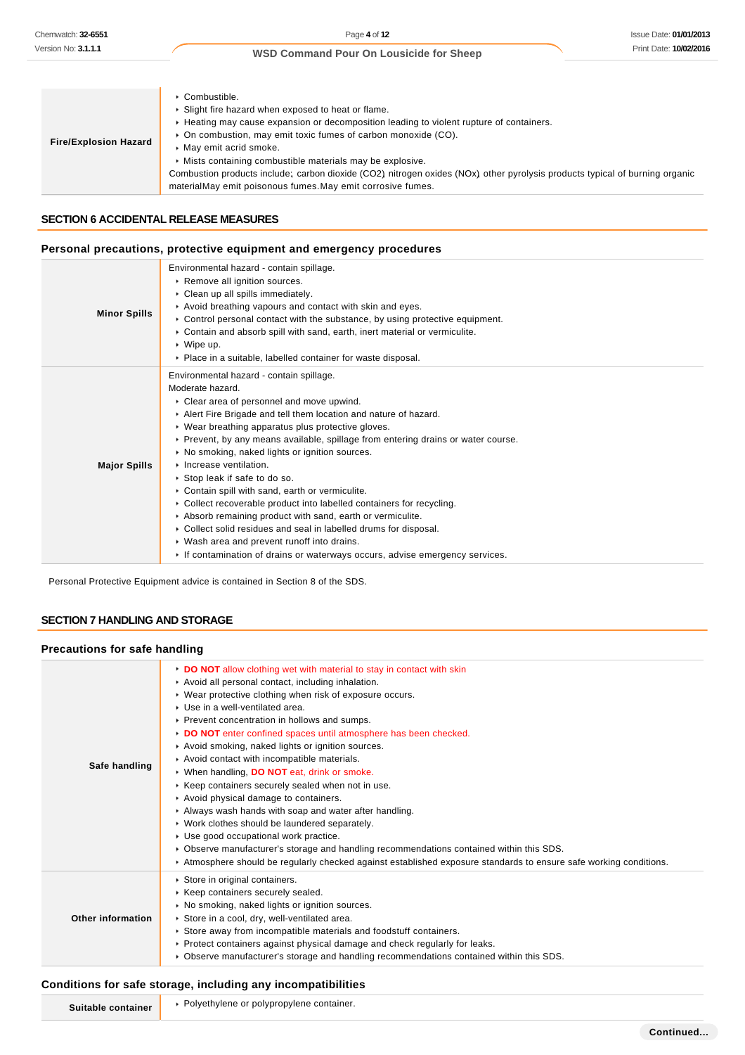| | |
|---|---|
| **Fire/Explosion Hazard** | ‣ Combustible.<br>‣ Slight fire hazard when exposed to heat or flame.<br>‣ Heating may cause expansion or decomposition leading to violent rupture of containers.<br>‣ On combustion, may emit toxic fumes of carbon monoxide (CO).<br>‣ May emit acrid smoke.<br>‣ Mists containing combustible materials may be explosive.<br>Combustion products include; carbon dioxide ($CO_2$) nitrogen oxides ($NO_x$) other pyrolysis products typical of burning organic materialMay emit poisonous fumes.May emit corrosive fumes. |

## SECTION 6 ACCIDENTAL RELEASE MEASURES

### Personal precautions, protective equipment and emergency procedures

| | |
|---|---|
| **Minor Spills** | Environmental hazard - contain spillage.<br>‣ Remove all ignition sources.<br>‣ Clean up all spills immediately.<br>‣ Avoid breathing vapours and contact with skin and eyes.<br>‣ Control personal contact with the substance, by using protective equipment.<br>‣ Contain and absorb spill with sand, earth, inert material or vermiculite.<br>‣ Wipe up.<br>‣ Place in a suitable, labelled container for waste disposal. |
| **Major Spills** | Environmental hazard - contain spillage.<br>Moderate hazard.<br>‣ Clear area of personnel and move upwind.<br>‣ Alert Fire Brigade and tell them location and nature of hazard.<br>‣ Wear breathing apparatus plus protective gloves.<br>‣ Prevent, by any means available, spillage from entering drains or water course.<br>‣ No smoking, naked lights or ignition sources.<br>‣ Increase ventilation.<br>‣ Stop leak if safe to do so.<br>‣ Contain spill with sand, earth or vermiculite.<br>‣ Collect recoverable product into labelled containers for recycling.<br>‣ Absorb remaining product with sand, earth or vermiculite.<br>‣ Collect solid residues and seal in labelled drums for disposal.<br>‣ Wash area and prevent runoff into drains.<br>‣ If contamination of drains or waterways occurs, advise emergency services. |

Personal Protective Equipment advice is contained in Section 8 of the SDS.

## SECTION 7 HANDLING AND STORAGE

### Precautions for safe handling

| | |
|---|---|
| **Safe handling** | ‣ **DO NOT** allow clothing wet with material to stay in contact with skin<br>‣ Avoid all personal contact, including inhalation.<br>‣ Wear protective clothing when risk of exposure occurs.<br>‣ Use in a well-ventilated area.<br>‣ Prevent concentration in hollows and sumps.<br>‣ **DO NOT** enter confined spaces until atmosphere has been checked.<br>‣ Avoid smoking, naked lights or ignition sources.<br>‣ Avoid contact with incompatible materials.<br>‣ When handling, **DO NOT** eat, drink or smoke.<br>‣ Keep containers securely sealed when not in use.<br>‣ Avoid physical damage to containers.<br>‣ Always wash hands with soap and water after handling.<br>‣ Work clothes should be laundered separately.<br>‣ Use good occupational work practice.<br>‣ Observe manufacturer's storage and handling recommendations contained within this SDS.<br>‣ Atmosphere should be regularly checked against established exposure standards to ensure safe working conditions. |
| **Other information** | ‣ Store in original containers.<br>‣ Keep containers securely sealed.<br>‣ No smoking, naked lights or ignition sources.<br>‣ Store in a cool, dry, well-ventilated area.<br>‣ Store away from incompatible materials and foodstuff containers.<br>‣ Protect containers against physical damage and check regularly for leaks.<br>‣ Observe manufacturer's storage and handling recommendations contained within this SDS. |

### Conditions for safe storage, including any incompatibilities

| | |
|---|---|
| **Suitable container** | ‣ Polyethylene or polypropylene container. |

Continued...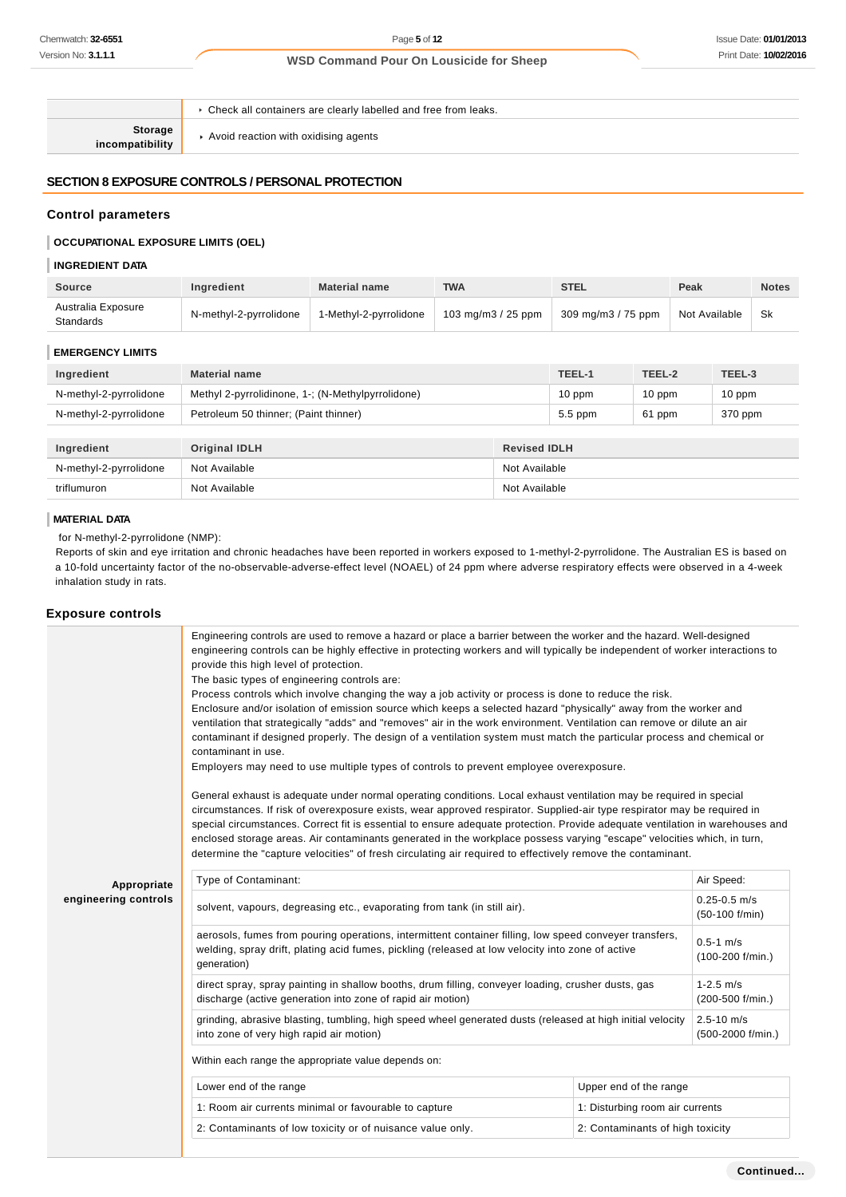| | |
|---|---|
| | ‣ Check all containers are clearly labelled and free from leaks. |
| **Storage incompatibility** | ‣ Avoid reaction with oxidising agents |

## SECTION 8 EXPOSURE CONTROLS / PERSONAL PROTECTION

### Control parameters

#### OCCUPATIONAL EXPOSURE LIMITS (OEL)

#### INGREDIENT DATA

| Source | Ingredient | Material name | TWA | STEL | Peak | Notes |
|---|---|---|---|---|---|---|
| Australia Exposure Standards | N-methyl-2-pyrrolidone | 1-Methyl-2-pyrrolidone | 103 mg/m3 / 25 ppm | 309 mg/m3 / 75 ppm | Not Available | Sk |

#### EMERGENCY LIMITS

| Ingredient | Material name | TEEL-1 | TEEL-2 | TEEL-3 |
|---|---|---|---|---|
| N-methyl-2-pyrrolidone | Methyl 2-pyrrolidinone, 1-; (N-Methylpyrrolidone) | 10 ppm | 10 ppm | 10 ppm |
| N-methyl-2-pyrrolidone | Petroleum 50 thinner; (Paint thinner) | 5.5 ppm | 61 ppm | 370 ppm |

| Ingredient | Original IDLH | Revised IDLH |
|---|---|---|
| N-methyl-2-pyrrolidone | Not Available | Not Available |
| triflumuron | Not Available | Not Available |

#### MATERIAL DATA

for N-methyl-2-pyrrolidone (NMP):

Reports of skin and eye irritation and chronic headaches have been reported in workers exposed to 1-methyl-2-pyrrolidone. The Australian ES is based on a 10-fold uncertainty factor of the no-observable-adverse-effect level (NOAEL) of 24 ppm where adverse respiratory effects were observed in a 4-week inhalation study in rats.

### Exposure controls

**Appropriate engineering controls**

Engineering controls are used to remove a hazard or place a barrier between the worker and the hazard. Well-designed engineering controls can be highly effective in protecting workers and will typically be independent of worker interactions to provide this high level of protection.

The basic types of engineering controls are:

Process controls which involve changing the way a job activity or process is done to reduce the risk.

Enclosure and/or isolation of emission source which keeps a selected hazard "physically" away from the worker and ventilation that strategically "adds" and "removes" air in the work environment. Ventilation can remove or dilute an air contaminant if designed properly. The design of a ventilation system must match the particular process and chemical or contaminant in use.

Employers may need to use multiple types of controls to prevent employee overexposure.

General exhaust is adequate under normal operating conditions. Local exhaust ventilation may be required in special circumstances. If risk of overexposure exists, wear approved respirator. Supplied-air type respirator may be required in special circumstances. Correct fit is essential to ensure adequate protection. Provide adequate ventilation in warehouses and enclosed storage areas. Air contaminants generated in the workplace possess varying "escape" velocities which, in turn, determine the "capture velocities" of fresh circulating air required to effectively remove the contaminant.

| Type of Contaminant: | Air Speed: |
|---|---|
| solvent, vapours, degreasing etc., evaporating from tank (in still air). | 0.25-0.5 m/s (50-100 f/min) |
| aerosols, fumes from pouring operations, intermittent container filling, low speed conveyer transfers, welding, spray drift, plating acid fumes, pickling (released at low velocity into zone of active generation) | 0.5-1 m/s (100-200 f/min.) |
| direct spray, spray painting in shallow booths, drum filling, conveyer loading, crusher dusts, gas discharge (active generation into zone of rapid air motion) | 1-2.5 m/s (200-500 f/min.) |
| grinding, abrasive blasting, tumbling, high speed wheel generated dusts (released at high initial velocity into zone of very high rapid air motion) | 2.5-10 m/s (500-2000 f/min.) |

Within each range the appropriate value depends on:

| Lower end of the range | Upper end of the range |
|---|---|
| 1: Room air currents minimal or favourable to capture | 1: Disturbing room air currents |
| 2: Contaminants of low toxicity or of nuisance value only. | 2: Contaminants of high toxicity |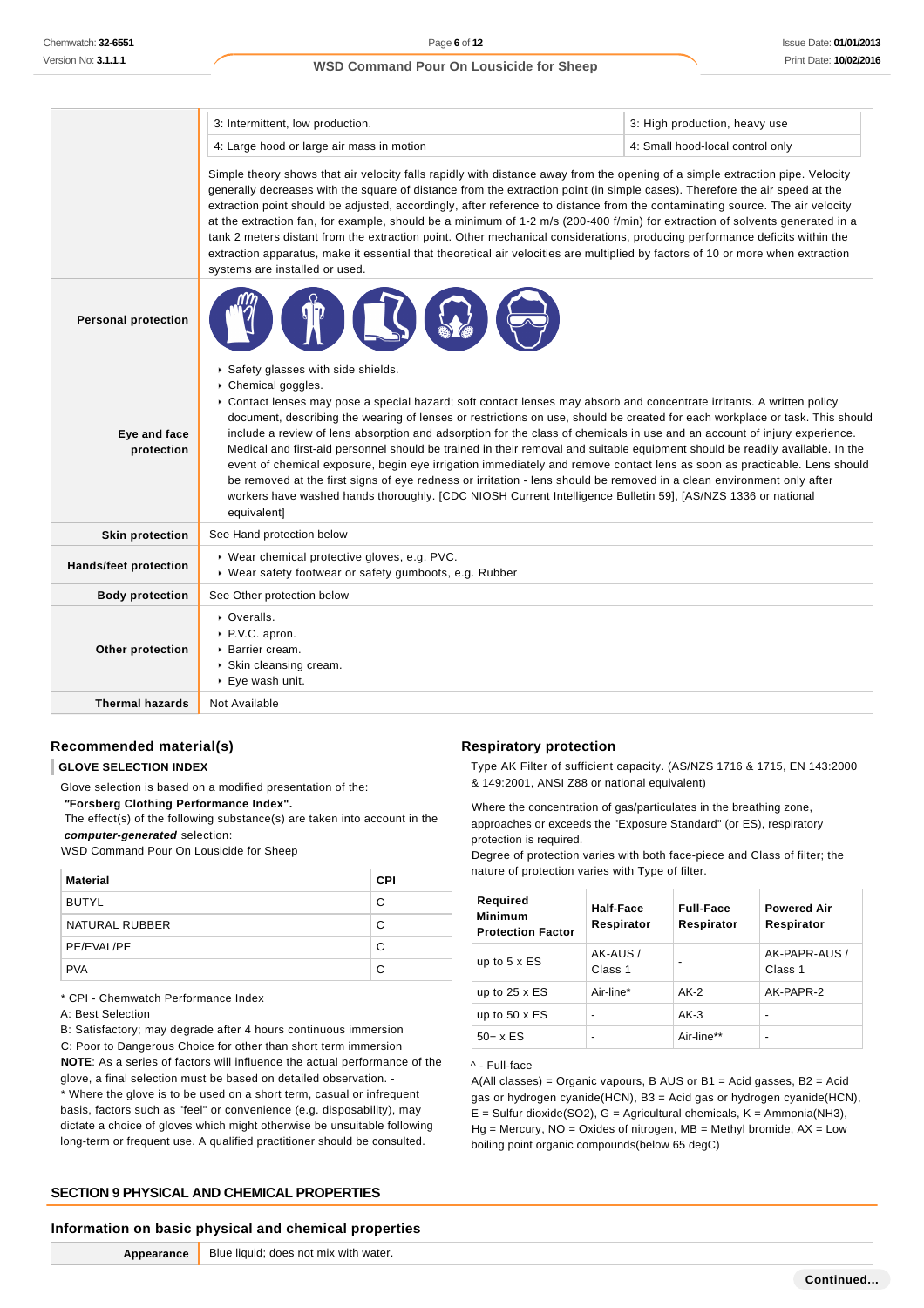| | | |
|---|---|---|
| | 3: Intermittent, low production. | 3: High production, heavy use |
| | 4: Large hood or large air mass in motion | 4: Small hood-local control only |
| | Simple theory shows that air velocity falls rapidly with distance away from the opening of a simple extraction pipe. Velocity generally decreases with the square of distance from the extraction point (in simple cases). Therefore the air speed at the extraction point should be adjusted, accordingly, after reference to distance from the contaminating source. The air velocity at the extraction fan, for example, should be a minimum of 1-2 m/s (200-400 f/min) for extraction of solvents generated in a tank 2 meters distant from the extraction point. Other mechanical considerations, producing performance deficits within the extraction apparatus, make it essential that theoretical air velocities are multiplied by factors of 10 or more when extraction systems are installed or used. | |

| | |
|---|---|
| **Personal protection** | |
| **Eye and face protection** | ▸ Safety glasses with side shields.<br>▸ Chemical goggles.<br>▸ Contact lenses may pose a special hazard; soft contact lenses may absorb and concentrate irritants. A written policy document, describing the wearing of lenses or restrictions on use, should be created for each workplace or task. This should include a review of lens absorption and adsorption for the class of chemicals in use and an account of injury experience. Medical and first-aid personnel should be trained in their removal and suitable equipment should be readily available. In the event of chemical exposure, begin eye irrigation immediately and remove contact lens as soon as practicable. Lens should be removed at the first signs of eye redness or irritation - lens should be removed in a clean environment only after workers have washed hands thoroughly. [CDC NIOSH Current Intelligence Bulletin 59], [AS/NZS 1336 or national equivalent] |
| **Skin protection** | See Hand protection below |
| **Hands/feet protection** | ▸ Wear chemical protective gloves, e.g. PVC.<br>▸ Wear safety footwear or safety gumboots, e.g. Rubber |
| **Body protection** | See Other protection below |
| **Other protection** | ▸ Overalls.<br>▸ P.V.C. apron.<br>▸ Barrier cream.<br>▸ Skin cleansing cream.<br>▸ Eye wash unit. |
| **Thermal hazards** | Not Available |

### Recommended material(s)

**GLOVE SELECTION INDEX**

Glove selection is based on a modified presentation of the:
***"Forsberg Clothing Performance Index".***
The effect(s) of the following substance(s) are taken into account in the ***computer-generated*** selection:
WSD Command Pour On Lousicide for Sheep

| Material | CPI |
|---|---|
| BUTYL | C |
| NATURAL RUBBER | C |
| PE/EVAL/PE | C |
| PVA | C |

* CPI - Chemwatch Performance Index
A: Best Selection
B: Satisfactory; may degrade after 4 hours continuous immersion
C: Poor to Dangerous Choice for other than short term immersion
**NOTE**: As a series of factors will influence the actual performance of the glove, a final selection must be based on detailed observation. -
* Where the glove is to be used on a short term, casual or infrequent basis, factors such as "feel" or convenience (e.g. disposability), may dictate a choice of gloves which might otherwise be unsuitable following long-term or frequent use. A qualified practitioner should be consulted.

### Respiratory protection

Type AK Filter of sufficient capacity. (AS/NZS 1716 & 1715, EN 143:2000 & 149:2001, ANSI Z88 or national equivalent)

Where the concentration of gas/particulates in the breathing zone, approaches or exceeds the "Exposure Standard" (or ES), respiratory protection is required.
Degree of protection varies with both face-piece and Class of filter; the nature of protection varies with Type of filter.

| Required Minimum Protection Factor | Half-Face Respirator | Full-Face Respirator | Powered Air Respirator |
|---|---|---|---|
| up to 5 x ES | AK-AUS / Class 1 | - | AK-PAPR-AUS / Class 1 |
| up to 25 x ES | Air-line* | AK-2 | AK-PAPR-2 |
| up to 50 x ES | - | AK-3 | - |
| 50+ x ES | - | Air-line** | - |

^ - Full-face
A(All classes) = Organic vapours, B AUS or B1 = Acid gasses, B2 = Acid gas or hydrogen cyanide(HCN), B3 = Acid gas or hydrogen cyanide(HCN), E = Sulfur dioxide(SO2), G = Agricultural chemicals, K = Ammonia(NH3), Hg = Mercury, NO = Oxides of nitrogen, MB = Methyl bromide, AX = Low boiling point organic compounds(below 65 degC)

## SECTION 9 PHYSICAL AND CHEMICAL PROPERTIES

### Information on basic physical and chemical properties

| | |
|---|---|
| **Appearance** | Blue liquid; does not mix with water. |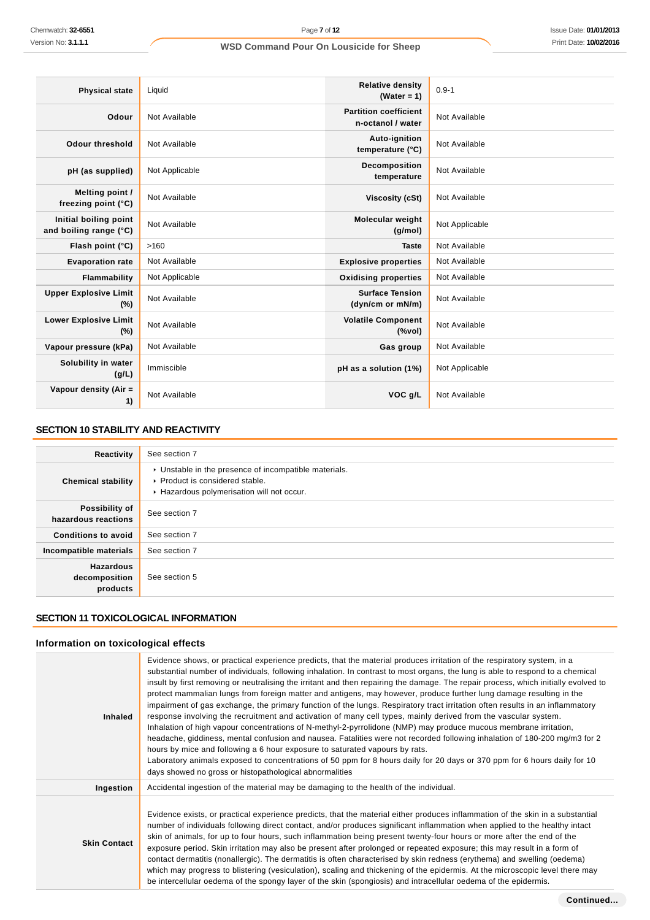| | | | |
|---|---|---|---|
| **Physical state** | Liquid | **Relative density (Water = 1)** | 0.9-1 |
| **Odour** | Not Available | **Partition coefficient n-octanol / water** | Not Available |
| **Odour threshold** | Not Available | **Auto-ignition temperature (°C)** | Not Available |
| **pH (as supplied)** | Not Applicable | **Decomposition temperature** | Not Available |
| **Melting point / freezing point (°C)** | Not Available | **Viscosity (cSt)** | Not Available |
| **Initial boiling point and boiling range (°C)** | Not Available | **Molecular weight (g/mol)** | Not Applicable |
| **Flash point (°C)** | >160 | **Taste** | Not Available |
| **Evaporation rate** | Not Available | **Explosive properties** | Not Available |
| **Flammability** | Not Applicable | **Oxidising properties** | Not Available |
| **Upper Explosive Limit (%)** | Not Available | **Surface Tension (dyn/cm or mN/m)** | Not Available |
| **Lower Explosive Limit (%)** | Not Available | **Volatile Component (%vol)** | Not Available |
| **Vapour pressure (kPa)** | Not Available | **Gas group** | Not Available |
| **Solubility in water (g/L)** | Immiscible | **pH as a solution (1%)** | Not Applicable |
| **Vapour density (Air = 1)** | Not Available | **VOC g/L** | Not Available |

## SECTION 10 STABILITY AND REACTIVITY

| | |
|---|---|
| **Reactivity** | See section 7 |
| **Chemical stability** | ▸ Unstable in the presence of incompatible materials.<br>▸ Product is considered stable.<br>▸ Hazardous polymerisation will not occur. |
| **Possibility of hazardous reactions** | See section 7 |
| **Conditions to avoid** | See section 7 |
| **Incompatible materials** | See section 7 |
| **Hazardous decomposition products** | See section 5 |

## SECTION 11 TOXICOLOGICAL INFORMATION

### Information on toxicological effects

| | |
|---|---|
| **Inhaled** | Evidence shows, or practical experience predicts, that the material produces irritation of the respiratory system, in a substantial number of individuals, following inhalation. In contrast to most organs, the lung is able to respond to a chemical insult by first removing or neutralising the irritant and then repairing the damage. The repair process, which initially evolved to protect mammalian lungs from foreign matter and antigens, may however, produce further lung damage resulting in the impairment of gas exchange, the primary function of the lungs. Respiratory tract irritation often results in an inflammatory response involving the recruitment and activation of many cell types, mainly derived from the vascular system.<br>Inhalation of high vapour concentrations of N-methyl-2-pyrrolidone (NMP) may produce mucous membrane irritation, headache, giddiness, mental confusion and nausea. Fatalities were not recorded following inhalation of 180-200 mg/m3 for 2 hours by mice and following a 6 hour exposure to saturated vapours by rats.<br>Laboratory animals exposed to concentrations of 50 ppm for 8 hours daily for 20 days or 370 ppm for 6 hours daily for 10 days showed no gross or histopathological abnormalities |
| **Ingestion** | Accidental ingestion of the material may be damaging to the health of the individual. |
| **Skin Contact** | Evidence exists, or practical experience predicts, that the material either produces inflammation of the skin in a substantial number of individuals following direct contact, and/or produces significant inflammation when applied to the healthy intact skin of animals, for up to four hours, such inflammation being present twenty-four hours or more after the end of the exposure period. Skin irritation may also be present after prolonged or repeated exposure; this may result in a form of contact dermatitis (nonallergic). The dermatitis is often characterised by skin redness (erythema) and swelling (oedema) which may progress to blistering (vesiculation), scaling and thickening of the epidermis. At the microscopic level there may be intercellular oedema of the spongy layer of the skin (spongiosis) and intracellular oedema of the epidermis. |

Continued...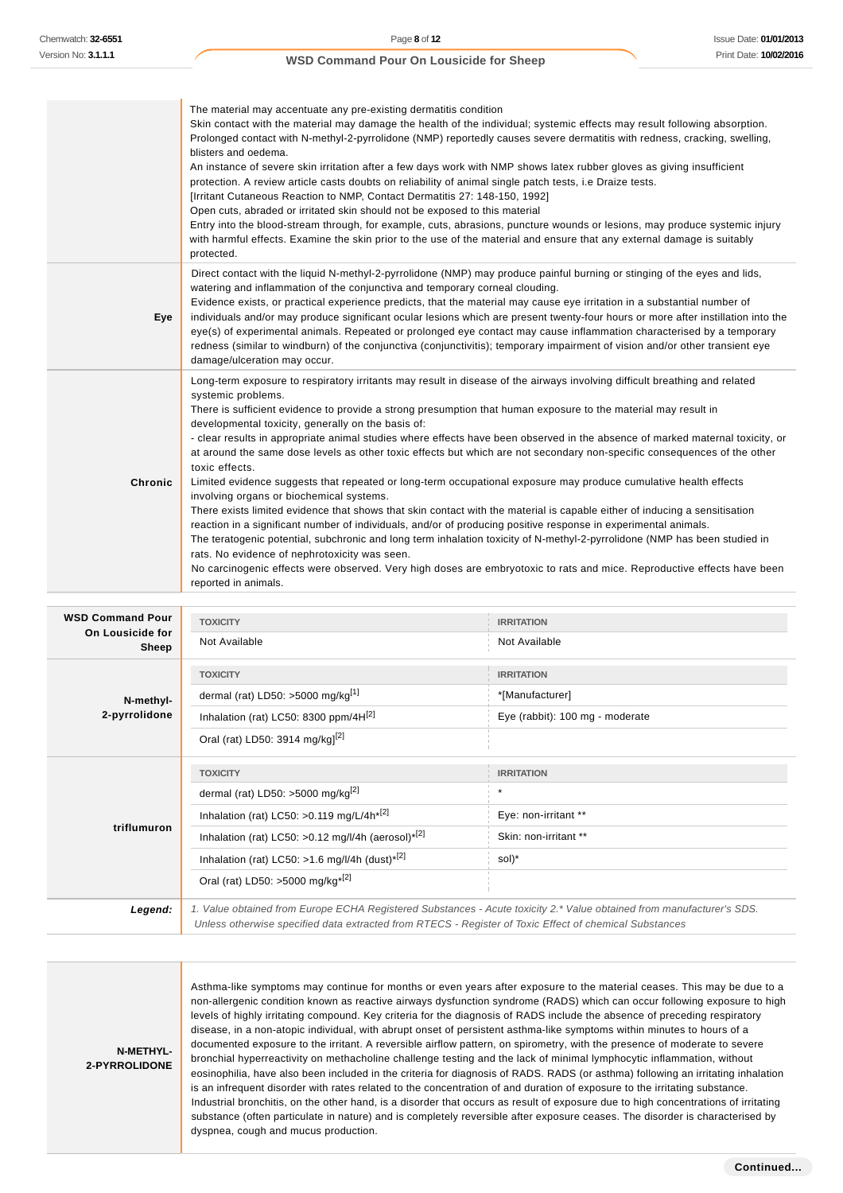| | |
|---|---|
| | The material may accentuate any pre-existing dermatitis condition<br>Skin contact with the material may damage the health of the individual; systemic effects may result following absorption.<br>Prolonged contact with N-methyl-2-pyrrolidone (NMP) reportedly causes severe dermatitis with redness, cracking, swelling, blisters and oedema.<br>An instance of severe skin irritation after a few days work with NMP shows latex rubber gloves as giving insufficient protection. A review article casts doubts on reliability of animal single patch tests, i.e Draize tests.<br>[Irritant Cutaneous Reaction to NMP, Contact Dermatitis 27: 148-150, 1992]<br>Open cuts, abraded or irritated skin should not be exposed to this material<br>Entry into the blood-stream through, for example, cuts, abrasions, puncture wounds or lesions, may produce systemic injury with harmful effects. Examine the skin prior to the use of the material and ensure that any external damage is suitably protected. |
| **Eye** | Direct contact with the liquid N-methyl-2-pyrrolidone (NMP) may produce painful burning or stinging of the eyes and lids, watering and inflammation of the conjunctiva and temporary corneal clouding.<br>Evidence exists, or practical experience predicts, that the material may cause eye irritation in a substantial number of individuals and/or may produce significant ocular lesions which are present twenty-four hours or more after instillation into the eye(s) of experimental animals. Repeated or prolonged eye contact may cause inflammation characterised by a temporary redness (similar to windburn) of the conjunctiva (conjunctivitis); temporary impairment of vision and/or other transient eye damage/ulceration may occur. |
| **Chronic** | Long-term exposure to respiratory irritants may result in disease of the airways involving difficult breathing and related systemic problems.<br>There is sufficient evidence to provide a strong presumption that human exposure to the material may result in developmental toxicity, generally on the basis of:<br>- clear results in appropriate animal studies where effects have been observed in the absence of marked maternal toxicity, or at around the same dose levels as other toxic effects but which are not secondary non-specific consequences of the other toxic effects.<br>Limited evidence suggests that repeated or long-term occupational exposure may produce cumulative health effects involving organs or biochemical systems.<br>There exists limited evidence that shows that skin contact with the material is capable either of inducing a sensitisation reaction in a significant number of individuals, and/or of producing positive response in experimental animals.<br>The teratogenic potential, subchronic and long term inhalation toxicity of N-methyl-2-pyrrolidone (NMP has been studied in rats. No evidence of nephrotoxicity was seen.<br>No carcinogenic effects were observed. Very high doses are embryotoxic to rats and mice. Reproductive effects have been reported in animals. |

| | TOXICITY | IRRITATION |
|---|---|---|
| **WSD Command Pour On Lousicide for Sheep** | Not Available | Not Available |
| **N-methyl-2-pyrrolidone** | **TOXICITY** | **IRRITATION** |
| | dermal (rat) LD50: >5000 mg/kg[1] | *[Manufacturer] |
| | Inhalation (rat) LC50: 8300 ppm/4H[2] | Eye (rabbit): 100 mg - moderate |
| | Oral (rat) LD50: 3914 mg/kg][2] | |
| **triflumuron** | **TOXICITY** | **IRRITATION** |
| | dermal (rat) LD50: >5000 mg/kg[2] | * |
| | Inhalation (rat) LC50: >0.119 mg/L/4h*[2] | Eye: non-irritant ** |
| | Inhalation (rat) LC50: >0.12 mg/l/4h (aerosol)*[2] | Skin: non-irritant ** |
| | Inhalation (rat) LC50: >1.6 mg/l/4h (dust)*[2] | sol)* |
| | Oral (rat) LD50: >5000 mg/kg*[2] | |
| ***Legend:*** | *1. Value obtained from Europe ECHA Registered Substances - Acute toxicity 2.* Value obtained from manufacturer's SDS. Unless otherwise specified data extracted from RTECS - Register of Toxic Effect of chemical Substances* | |

| | |
|---|---|
| **N-METHYL-2-PYRROLIDONE** | Asthma-like symptoms may continue for months or even years after exposure to the material ceases. This may be due to a non-allergenic condition known as reactive airways dysfunction syndrome (RADS) which can occur following exposure to high levels of highly irritating compound. Key criteria for the diagnosis of RADS include the absence of preceding respiratory disease, in a non-atopic individual, with abrupt onset of persistent asthma-like symptoms within minutes to hours of a documented exposure to the irritant. A reversible airflow pattern, on spirometry, with the presence of moderate to severe bronchial hyperreactivity on methacholine challenge testing and the lack of minimal lymphocytic inflammation, without eosinophilia, have also been included in the criteria for diagnosis of RADS. RADS (or asthma) following an irritating inhalation is an infrequent disorder with rates related to the concentration of and duration of exposure to the irritating substance. Industrial bronchitis, on the other hand, is a disorder that occurs as result of exposure due to high concentrations of irritating substance (often particulate in nature) and is completely reversible after exposure ceases. The disorder is characterised by dyspnea, cough and mucus production. |

**Continued...**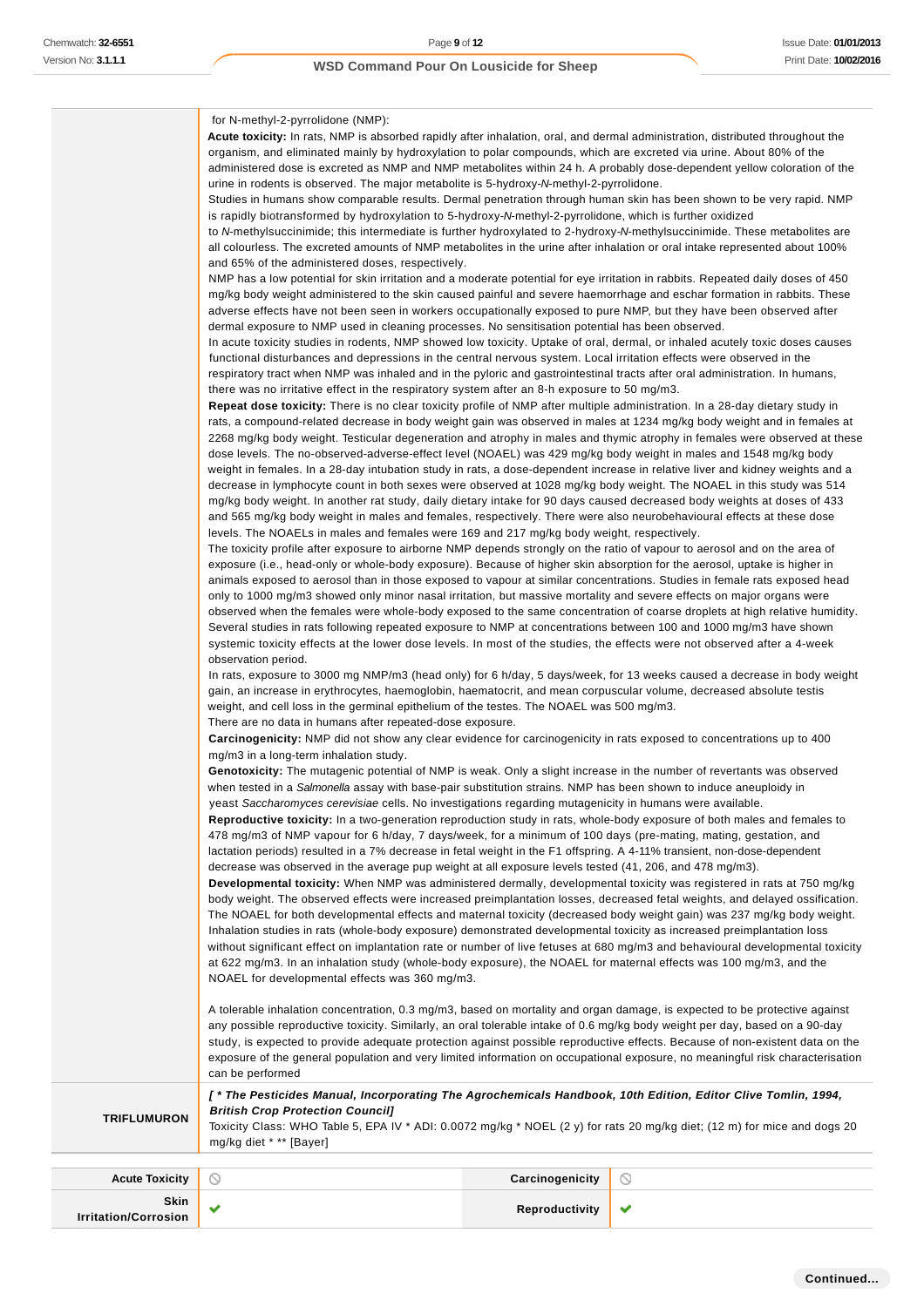|  |  |
|---|---|
|  | for N-methyl-2-pyrrolidone (NMP):<br>**Acute toxicity:** In rats, NMP is absorbed rapidly after inhalation, oral, and dermal administration, distributed throughout the organism, and eliminated mainly by hydroxylation to polar compounds, which are excreted via urine. About 80% of the administered dose is excreted as NMP and NMP metabolites within 24 h. A probably dose-dependent yellow coloration of the urine in rodents is observed. The major metabolite is 5-hydroxy-*N*-methyl-2-pyrrolidone.<br>Studies in humans show comparable results. Dermal penetration through human skin has been shown to be very rapid. NMP is rapidly biotransformed by hydroxylation to 5-hydroxy-*N*-methyl-2-pyrrolidone, which is further oxidized to *N*-methylsuccinimide; this intermediate is further hydroxylated to 2-hydroxy-*N*-methylsuccinimide. These metabolites are all colourless. The excreted amounts of NMP metabolites in the urine after inhalation or oral intake represented about 100% and 65% of the administered doses, respectively.<br>NMP has a low potential for skin irritation and a moderate potential for eye irritation in rabbits. Repeated daily doses of 450 mg/kg body weight administered to the skin caused painful and severe haemorrhage and eschar formation in rabbits. These adverse effects have not been seen in workers occupationally exposed to pure NMP, but they have been observed after dermal exposure to NMP used in cleaning processes. No sensitisation potential has been observed.<br>In acute toxicity studies in rodents, NMP showed low toxicity. Uptake of oral, dermal, or inhaled acutely toxic doses causes functional disturbances and depressions in the central nervous system. Local irritation effects were observed in the respiratory tract when NMP was inhaled and in the pyloric and gastrointestinal tracts after oral administration. In humans, there was no irritative effect in the respiratory system after an 8-h exposure to 50 mg/m3.<br>**Repeat dose toxicity:** There is no clear toxicity profile of NMP after multiple administration. In a 28-day dietary study in rats, a compound-related decrease in body weight gain was observed in males at 1234 mg/kg body weight and in females at 2268 mg/kg body weight. Testicular degeneration and atrophy in males and thymic atrophy in females were observed at these dose levels. The no-observed-adverse-effect level (NOAEL) was 429 mg/kg body weight in males and 1548 mg/kg body weight in females. In a 28-day intubation study in rats, a dose-dependent increase in relative liver and kidney weights and a decrease in lymphocyte count in both sexes were observed at 1028 mg/kg body weight. The NOAEL in this study was 514 mg/kg body weight. In another rat study, daily dietary intake for 90 days caused decreased body weights at doses of 433 and 565 mg/kg body weight in males and females, respectively. There were also neurobehavioural effects at these dose levels. The NOAELs in males and females were 169 and 217 mg/kg body weight, respectively.<br>The toxicity profile after exposure to airborne NMP depends strongly on the ratio of vapour to aerosol and on the area of exposure (i.e., head-only or whole-body exposure). Because of higher skin absorption for the aerosol, uptake is higher in animals exposed to aerosol than in those exposed to vapour at similar concentrations. Studies in female rats exposed head only to 1000 mg/m3 showed only minor nasal irritation, but massive mortality and severe effects on major organs were observed when the females were whole-body exposed to the same concentration of coarse droplets at high relative humidity. Several studies in rats following repeated exposure to NMP at concentrations between 100 and 1000 mg/m3 have shown systemic toxicity effects at the lower dose levels. In most of the studies, the effects were not observed after a 4-week observation period.<br>In rats, exposure to 3000 mg NMP/m3 (head only) for 6 h/day, 5 days/week, for 13 weeks caused a decrease in body weight gain, an increase in erythrocytes, haemoglobin, haematocrit, and mean corpuscular volume, decreased absolute testis weight, and cell loss in the germinal epithelium of the testes. The NOAEL was 500 mg/m3.<br>There are no data in humans after repeated-dose exposure.<br>**Carcinogenicity:** NMP did not show any clear evidence for carcinogenicity in rats exposed to concentrations up to 400 mg/m3 in a long-term inhalation study.<br>**Genotoxicity:** The mutagenic potential of NMP is weak. Only a slight increase in the number of revertants was observed when tested in a *Salmonella* assay with base-pair substitution strains. NMP has been shown to induce aneuploidy in yeast *Saccharomyces cerevisiae* cells. No investigations regarding mutagenicity in humans were available.<br>**Reproductive toxicity:** In a two-generation reproduction study in rats, whole-body exposure of both males and females to 478 mg/m3 of NMP vapour for 6 h/day, 7 days/week, for a minimum of 100 days (pre-mating, mating, gestation, and lactation periods) resulted in a 7% decrease in fetal weight in the F1 offspring. A 4-11% transient, non-dose-dependent decrease was observed in the average pup weight at all exposure levels tested (41, 206, and 478 mg/m3).<br>**Developmental toxicity:** When NMP was administered dermally, developmental toxicity was registered in rats at 750 mg/kg body weight. The observed effects were increased preimplantation losses, decreased fetal weights, and delayed ossification. The NOAEL for both developmental effects and maternal toxicity (decreased body weight gain) was 237 mg/kg body weight. Inhalation studies in rats (whole-body exposure) demonstrated developmental toxicity as increased preimplantation loss without significant effect on implantation rate or number of live fetuses at 680 mg/m3 and behavioural developmental toxicity at 622 mg/m3. In an inhalation study (whole-body exposure), the NOAEL for maternal effects was 100 mg/m3, and the NOAEL for developmental effects was 360 mg/m3.<br><br>A tolerable inhalation concentration, 0.3 mg/m3, based on mortality and organ damage, is expected to be protective against any possible reproductive toxicity. Similarly, an oral tolerable intake of 0.6 mg/kg body weight per day, based on a 90-day study, is expected to provide adequate protection against possible reproductive effects. Because of non-existent data on the exposure of the general population and very limited information on occupational exposure, no meaningful risk characterisation can be performed |
| **TRIFLUMURON** | ***[ * The Pesticides Manual, Incorporating The Agrochemicals Handbook, 10th Edition, Editor Clive Tomlin, 1994, British Crop Protection Council]***<br>Toxicity Class: WHO Table 5, EPA IV * ADI: 0.0072 mg/kg * NOEL (2 y) for rats 20 mg/kg diet; (12 m) for mice and dogs 20 mg/kg diet * ** [Bayer] |

| **Acute Toxicity** | ⃠ | **Carcinogenicity** | ⃠ |
|---|---|---|---|
| **Skin Irritation/Corrosion** | ✔ | **Reproductivity** | ✔ |

Continued...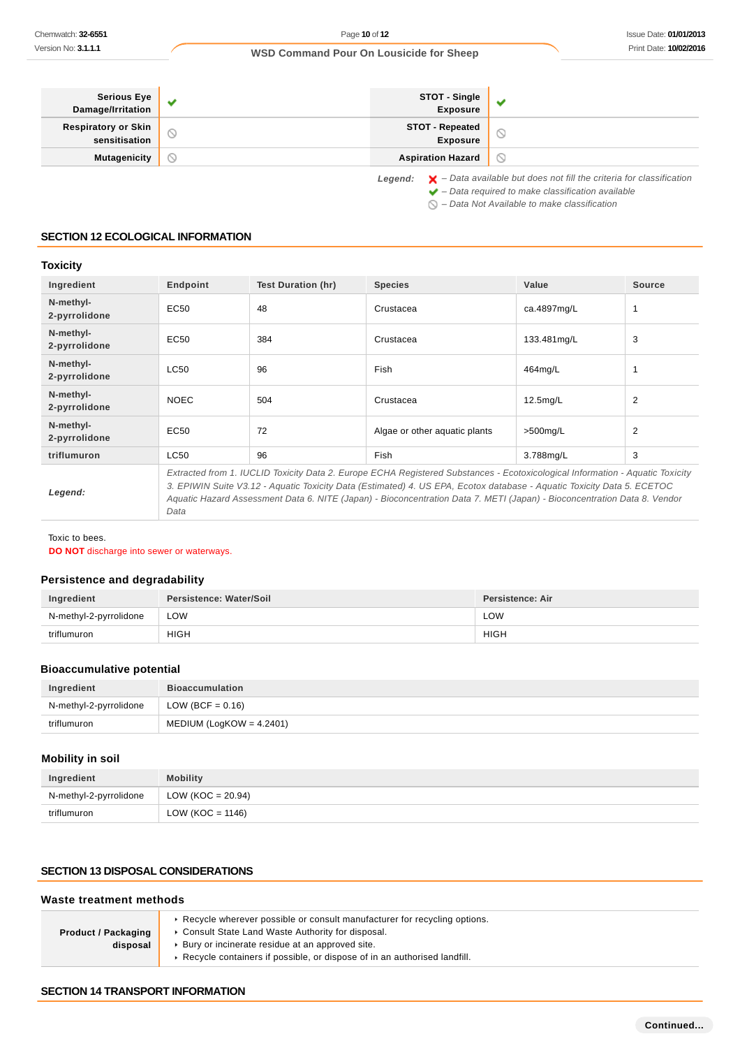| Serious Eye Damage/Irritation | ✔ | STOT - Single Exposure | ✔ |
|---|---|---|---|
| Respiratory or Skin sensitisation | ⃠ | STOT - Repeated Exposure | ⃠ |
| Mutagenicity | ⃠ | Aspiration Hazard | ⃠ |

*Legend:* ✘ – Data available but does not fill the criteria for classification
✔ – Data required to make classification available
⃠ – Data Not Available to make classification

## SECTION 12 ECOLOGICAL INFORMATION

### Toxicity

| Ingredient | Endpoint | Test Duration (hr) | Species | Value | Source |
|---|---|---|---|---|---|
| N-methyl-2-pyrrolidone | EC50 | 48 | Crustacea | ca.4897mg/L | 1 |
| N-methyl-2-pyrrolidone | EC50 | 384 | Crustacea | 133.481mg/L | 3 |
| N-methyl-2-pyrrolidone | LC50 | 96 | Fish | 464mg/L | 1 |
| N-methyl-2-pyrrolidone | NOEC | 504 | Crustacea | 12.5mg/L | 2 |
| N-methyl-2-pyrrolidone | EC50 | 72 | Algae or other aquatic plants | >500mg/L | 2 |
| triflumuron | LC50 | 96 | Fish | 3.788mg/L | 3 |
| *Legend:* | *Extracted from 1. IUCLID Toxicity Data 2. Europe ECHA Registered Substances - Ecotoxicological Information - Aquatic Toxicity 3. EPIWIN Suite V3.12 - Aquatic Toxicity Data (Estimated) 4. US EPA, Ecotox database - Aquatic Toxicity Data 5. ECETOC Aquatic Hazard Assessment Data 6. NITE (Japan) - Bioconcentration Data 7. METI (Japan) - Bioconcentration Data 8. Vendor Data* | | | | |

Toxic to bees.
**DO NOT** discharge into sewer or waterways.

### Persistence and degradability

| Ingredient | Persistence: Water/Soil | Persistence: Air |
|---|---|---|
| N-methyl-2-pyrrolidone | LOW | LOW |
| triflumuron | HIGH | HIGH |

### Bioaccumulative potential

| Ingredient | Bioaccumulation |
|---|---|
| N-methyl-2-pyrrolidone | LOW (BCF = 0.16) |
| triflumuron | MEDIUM (LogKOW = 4.2401) |

### Mobility in soil

| Ingredient | Mobility |
|---|---|
| N-methyl-2-pyrrolidone | LOW (KOC = 20.94) |
| triflumuron | LOW (KOC = 1146) |

## SECTION 13 DISPOSAL CONSIDERATIONS

### Waste treatment methods

| Product / Packaging disposal | ‣ Recycle wherever possible or consult manufacturer for recycling options.<br>‣ Consult State Land Waste Authority for disposal.<br>‣ Bury or incinerate residue at an approved site.<br>‣ Recycle containers if possible, or dispose of in an authorised landfill. |
|---|---|

## SECTION 14 TRANSPORT INFORMATION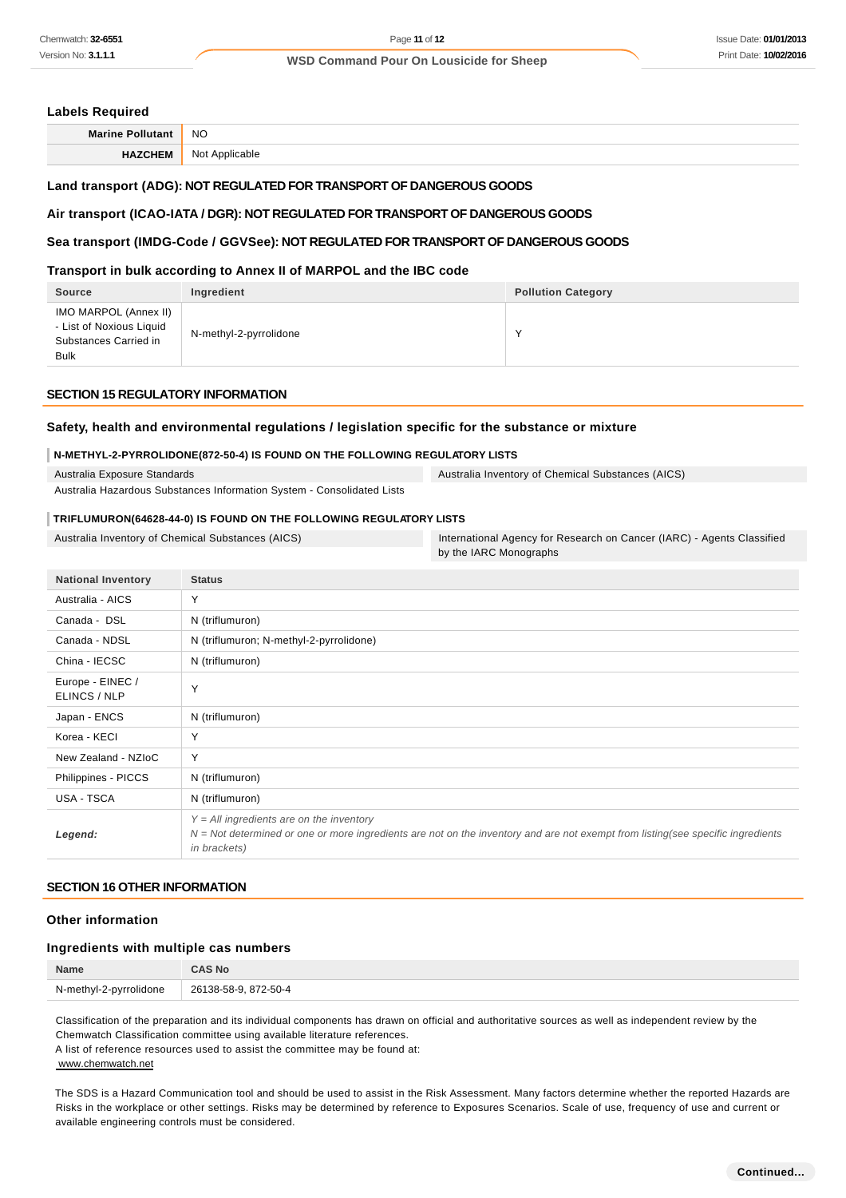### Labels Required

| | |
|---|---|
| **Marine Pollutant** | NO |
| **HAZCHEM** | Not Applicable |

### Land transport (ADG): NOT REGULATED FOR TRANSPORT OF DANGEROUS GOODS

### Air transport (ICAO-IATA / DGR): NOT REGULATED FOR TRANSPORT OF DANGEROUS GOODS

### Sea transport (IMDG-Code / GGVSee): NOT REGULATED FOR TRANSPORT OF DANGEROUS GOODS

### Transport in bulk according to Annex II of MARPOL and the IBC code

| Source | Ingredient | Pollution Category |
|---|---|---|
| IMO MARPOL (Annex II) - List of Noxious Liquid Substances Carried in Bulk | N-methyl-2-pyrrolidone | Y |

## SECTION 15 REGULATORY INFORMATION

### Safety, health and environmental regulations / legislation specific for the substance or mixture

**N-METHYL-2-PYRROLIDONE(872-50-4) IS FOUND ON THE FOLLOWING REGULATORY LISTS**

Australia Exposure Standards
Australia Hazardous Substances Information System - Consolidated Lists
Australia Inventory of Chemical Substances (AICS)

**TRIFLUMURON(64628-44-0) IS FOUND ON THE FOLLOWING REGULATORY LISTS**

Australia Inventory of Chemical Substances (AICS)
International Agency for Research on Cancer (IARC) - Agents Classified by the IARC Monographs

| National Inventory | Status |
|---|---|
| Australia - AICS | Y |
| Canada - DSL | N (triflumuron) |
| Canada - NDSL | N (triflumuron; N-methyl-2-pyrrolidone) |
| China - IECSC | N (triflumuron) |
| Europe - EINEC / ELINCS / NLP | Y |
| Japan - ENCS | N (triflumuron) |
| Korea - KECI | Y |
| New Zealand - NZIoC | Y |
| Philippines - PICCS | N (triflumuron) |
| USA - TSCA | N (triflumuron) |
| ***Legend:*** | *Y = All ingredients are on the inventory*<br>*N = Not determined or one or more ingredients are not on the inventory and are not exempt from listing(see specific ingredients in brackets)* |

## SECTION 16 OTHER INFORMATION

### Other information

### Ingredients with multiple cas numbers

| Name | CAS No |
|---|---|
| N-methyl-2-pyrrolidone | 26138-58-9, 872-50-4 |

Classification of the preparation and its individual components has drawn on official and authoritative sources as well as independent review by the Chemwatch Classification committee using available literature references.
A list of reference resources used to assist the committee may be found at:
www.chemwatch.net

The SDS is a Hazard Communication tool and should be used to assist in the Risk Assessment. Many factors determine whether the reported Hazards are Risks in the workplace or other settings. Risks may be determined by reference to Exposures Scenarios. Scale of use, frequency of use and current or available engineering controls must be considered.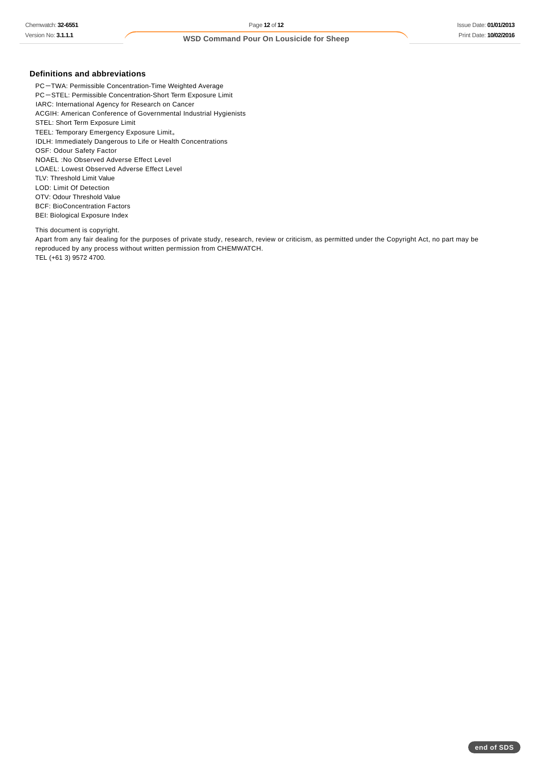## Definitions and abbreviations

PC－TWA: Permissible Concentration-Time Weighted Average
PC－STEL: Permissible Concentration-Short Term Exposure Limit
IARC: International Agency for Research on Cancer
ACGIH: American Conference of Governmental Industrial Hygienists
STEL: Short Term Exposure Limit
TEEL: Temporary Emergency Exposure Limit。
IDLH: Immediately Dangerous to Life or Health Concentrations
OSF: Odour Safety Factor
NOAEL :No Observed Adverse Effect Level
LOAEL: Lowest Observed Adverse Effect Level
TLV: Threshold Limit Value
LOD: Limit Of Detection
OTV: Odour Threshold Value
BCF: BioConcentration Factors
BEI: Biological Exposure Index

This document is copyright.
Apart from any fair dealing for the purposes of private study, research, review or criticism, as permitted under the Copyright Act, no part may be reproduced by any process without written permission from CHEMWATCH.
TEL (+61 3) 9572 4700.

end of SDS